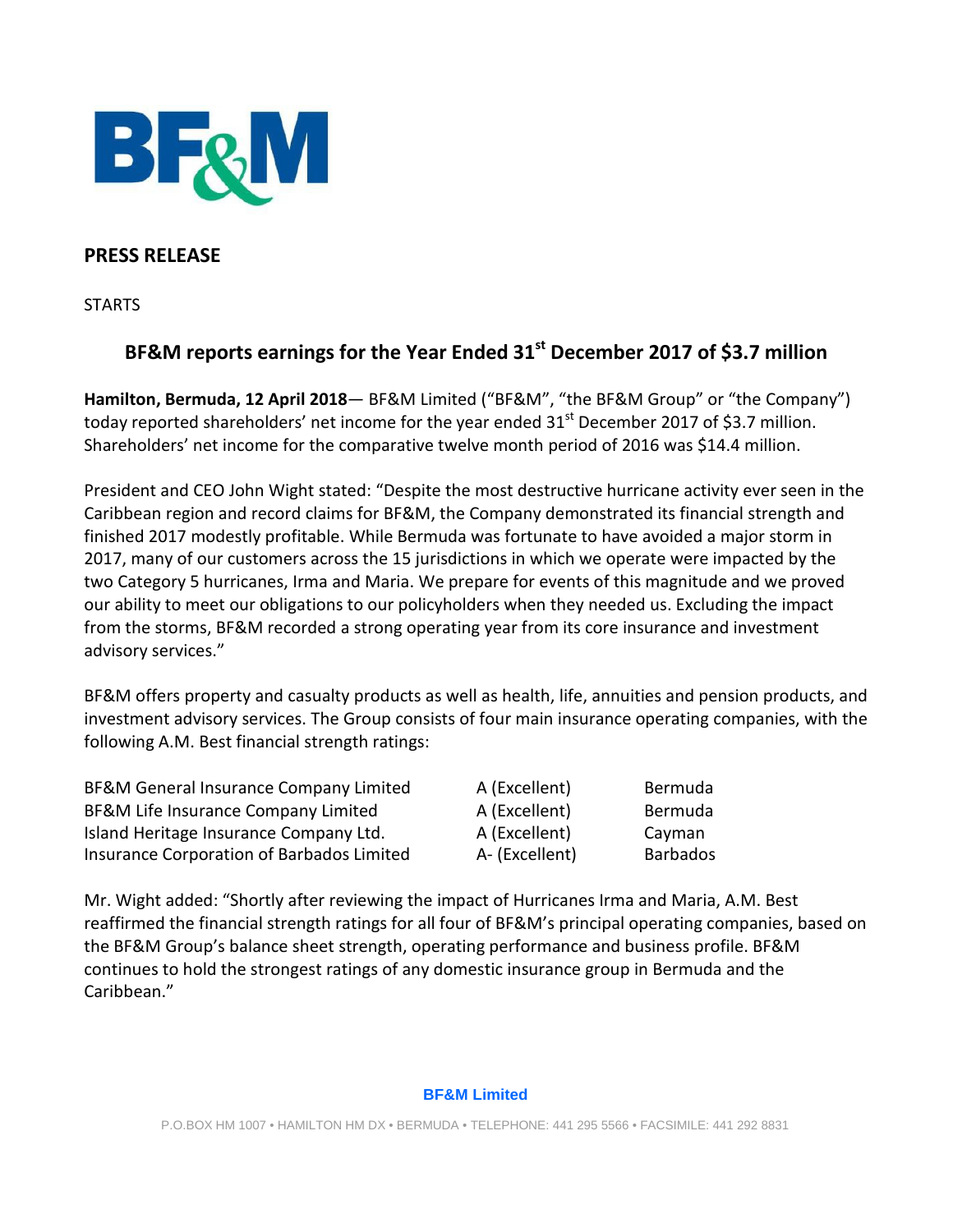BF&M

## PRESS RELEASE

STARTS

### BF&M reports earnings for the Year Ended 31st December 2017 of $3.7 million

**Hamilton, Bermuda, 12 April 2018**— BF&M Limited ("BF&M", "the BF&M Group" or "the Company") today reported shareholders' net income for the year ended 31st December 2017 of $3.7 million. Shareholders' net income for the comparative twelve month period of 2016 was $14.4 million.

President and CEO John Wight stated: "Despite the most destructive hurricane activity ever seen in the Caribbean region and record claims for BF&M, the Company demonstrated its financial strength and finished 2017 modestly profitable. While Bermuda was fortunate to have avoided a major storm in 2017, many of our customers across the 15 jurisdictions in which we operate were impacted by the two Category 5 hurricanes, Irma and Maria. We prepare for events of this magnitude and we proved our ability to meet our obligations to our policyholders when they needed us. Excluding the impact from the storms, BF&M recorded a strong operating year from its core insurance and investment advisory services."

BF&M offers property and casualty products as well as health, life, annuities and pension products, and investment advisory services. The Group consists of four main insurance operating companies, with the following A.M. Best financial strength ratings:

| | | |
|---|---|---|
| BF&M General Insurance Company Limited | A (Excellent) | Bermuda |
| BF&M Life Insurance Company Limited | A (Excellent) | Bermuda |
| Island Heritage Insurance Company Ltd. | A (Excellent) | Cayman |
| Insurance Corporation of Barbados Limited | A- (Excellent) | Barbados |

Mr. Wight added: "Shortly after reviewing the impact of Hurricanes Irma and Maria, A.M. Best reaffirmed the financial strength ratings for all four of BF&M's principal operating companies, based on the BF&M Group's balance sheet strength, operating performance and business profile. BF&M continues to hold the strongest ratings of any domestic insurance group in Bermuda and the Caribbean."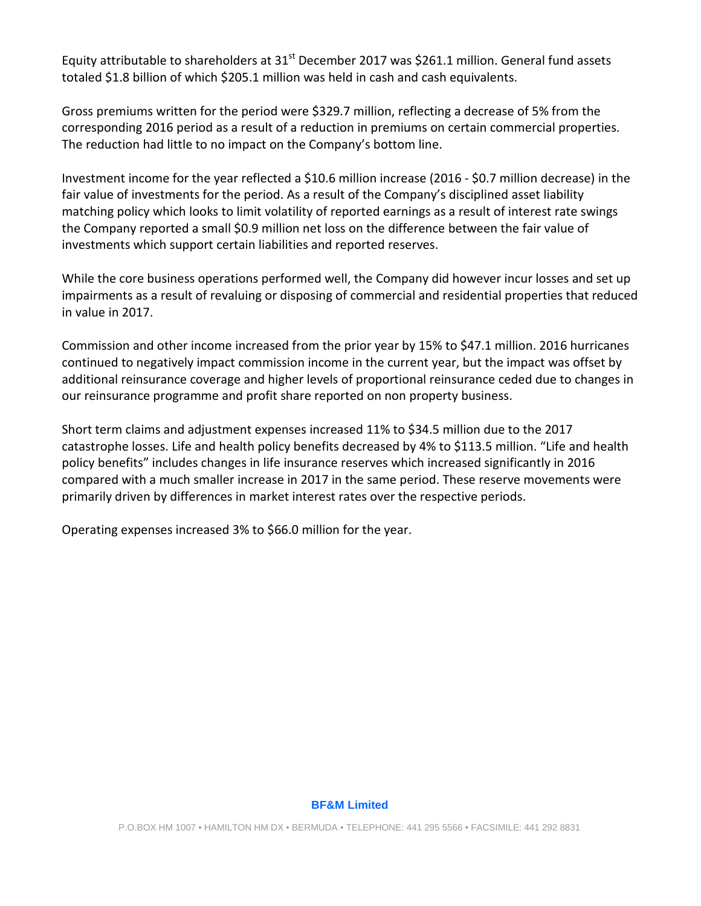Equity attributable to shareholders at 31st December 2017 was $261.1 million. General fund assets totaled $1.8 billion of which $205.1 million was held in cash and cash equivalents.

Gross premiums written for the period were $329.7 million, reflecting a decrease of 5% from the corresponding 2016 period as a result of a reduction in premiums on certain commercial properties. The reduction had little to no impact on the Company's bottom line.

Investment income for the year reflected a $10.6 million increase (2016 - $0.7 million decrease) in the fair value of investments for the period. As a result of the Company's disciplined asset liability matching policy which looks to limit volatility of reported earnings as a result of interest rate swings the Company reported a small $0.9 million net loss on the difference between the fair value of investments which support certain liabilities and reported reserves.

While the core business operations performed well, the Company did however incur losses and set up impairments as a result of revaluing or disposing of commercial and residential properties that reduced in value in 2017.

Commission and other income increased from the prior year by 15% to $47.1 million. 2016 hurricanes continued to negatively impact commission income in the current year, but the impact was offset by additional reinsurance coverage and higher levels of proportional reinsurance ceded due to changes in our reinsurance programme and profit share reported on non property business.

Short term claims and adjustment expenses increased 11% to $34.5 million due to the 2017 catastrophe losses. Life and health policy benefits decreased by 4% to $113.5 million. "Life and health policy benefits" includes changes in life insurance reserves which increased significantly in 2016 compared with a much smaller increase in 2017 in the same period. These reserve movements were primarily driven by differences in market interest rates over the respective periods.

Operating expenses increased 3% to $66.0 million for the year.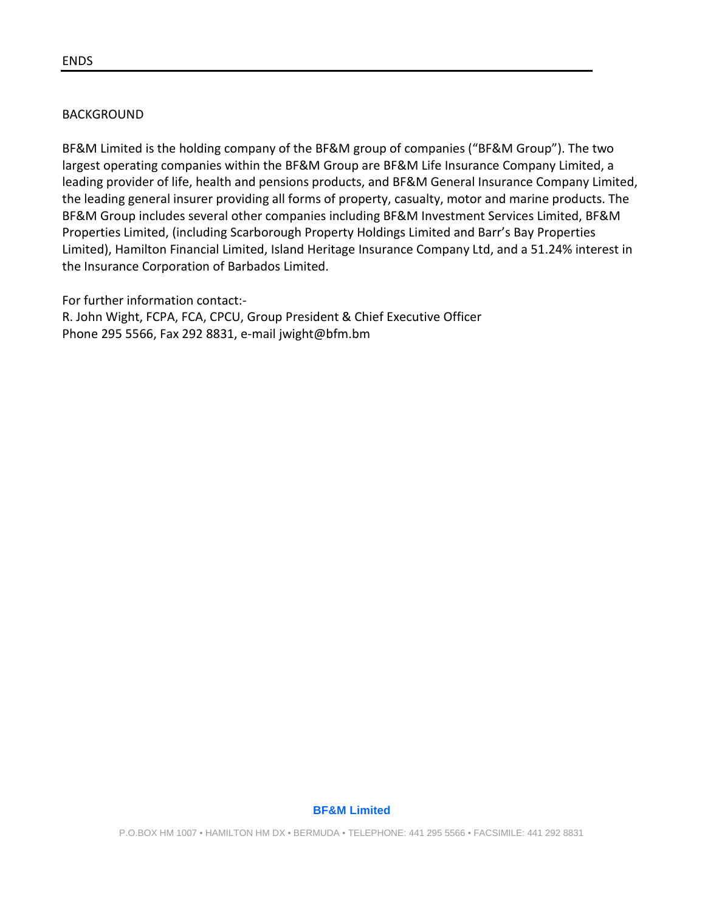ENDS

---

BACKGROUND

BF&M Limited is the holding company of the BF&M group of companies ("BF&M Group"). The two largest operating companies within the BF&M Group are BF&M Life Insurance Company Limited, a leading provider of life, health and pensions products, and BF&M General Insurance Company Limited, the leading general insurer providing all forms of property, casualty, motor and marine products. The BF&M Group includes several other companies including BF&M Investment Services Limited, BF&M Properties Limited, (including Scarborough Property Holdings Limited and Barr's Bay Properties Limited), Hamilton Financial Limited, Island Heritage Insurance Company Ltd, and a 51.24% interest in the Insurance Corporation of Barbados Limited.

For further information contact:-
R. John Wight, FCPA, FCA, CPCU, Group President & Chief Executive Officer
Phone 295 5566, Fax 292 8831, e-mail jwight@bfm.bm

**BF&M Limited**

P.O.BOX HM 1007 • HAMILTON HM DX • BERMUDA • TELEPHONE: 441 295 5566 • FACSIMILE: 441 292 8831